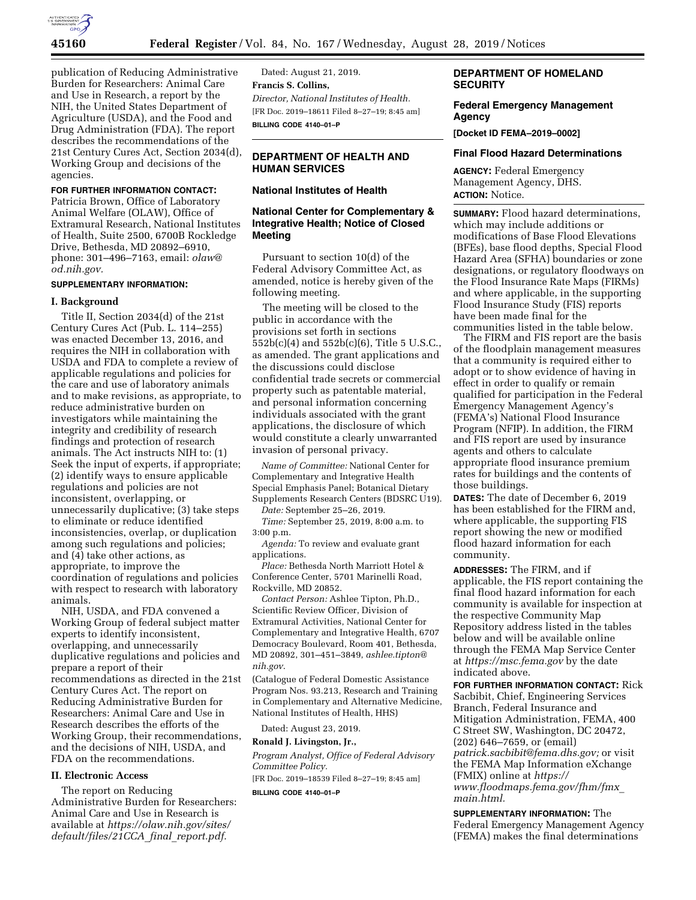publication of Reducing Administrative Burden for Researchers: Animal Care and Use in Research, a report by the NIH, the United States Department of Agriculture (USDA), and the Food and Drug Administration (FDA). The report describes the recommendations of the 21st Century Cures Act, Section 2034(d), Working Group and decisions of the agencies.

**FOR FURTHER INFORMATION CONTACT:** Patricia Brown, Office of Laboratory Animal Welfare (OLAW), Office of Extramural Research, National Institutes of Health, Suite 2500, 6700B Rockledge Drive, Bethesda, MD 20892–6910, phone: 301–496–7163, email: *olaw@od.nih.gov.*

**SUPPLEMENTARY INFORMATION:**

### I. Background

Title II, Section 2034(d) of the 21st Century Cures Act (Pub. L. 114–255) was enacted December 13, 2016, and requires the NIH in collaboration with USDA and FDA to complete a review of applicable regulations and policies for the care and use of laboratory animals and to make revisions, as appropriate, to reduce administrative burden on investigators while maintaining the integrity and credibility of research findings and protection of research animals. The Act instructs NIH to: (1) Seek the input of experts, if appropriate; (2) identify ways to ensure applicable regulations and policies are not inconsistent, overlapping, or unnecessarily duplicative; (3) take steps to eliminate or reduce identified inconsistencies, overlap, or duplication among such regulations and policies; and (4) take other actions, as appropriate, to improve the coordination of regulations and policies with respect to research with laboratory animals.

NIH, USDA, and FDA convened a Working Group of federal subject matter experts to identify inconsistent, overlapping, and unnecessarily duplicative regulations and policies and prepare a report of their recommendations as directed in the 21st Century Cures Act. The report on Reducing Administrative Burden for Researchers: Animal Care and Use in Research describes the efforts of the Working Group, their recommendations, and the decisions of NIH, USDA, and FDA on the recommendations.

### II. Electronic Access

The report on Reducing Administrative Burden for Researchers: Animal Care and Use in Research is available at *https://olaw.nih.gov/sites/default/files/21CCA_final_report.pdf.*

Dated: August 21, 2019.

**Francis S. Collins,**

*Director, National Institutes of Health.*

[FR Doc. 2019–18611 Filed 8–27–19; 8:45 am]

**BILLING CODE 4140–01–P**

## DEPARTMENT OF HEALTH AND HUMAN SERVICES

### National Institutes of Health

### National Center for Complementary & Integrative Health; Notice of Closed Meeting

Pursuant to section 10(d) of the Federal Advisory Committee Act, as amended, notice is hereby given of the following meeting.

The meeting will be closed to the public in accordance with the provisions set forth in sections 552b(c)(4) and 552b(c)(6), Title 5 U.S.C., as amended. The grant applications and the discussions could disclose confidential trade secrets or commercial property such as patentable material, and personal information concerning individuals associated with the grant applications, the disclosure of which would constitute a clearly unwarranted invasion of personal privacy.

*Name of Committee:* National Center for Complementary and Integrative Health Special Emphasis Panel; Botanical Dietary Supplements Research Centers (BDSRC U19).

*Date:* September 25–26, 2019.

*Time:* September 25, 2019, 8:00 a.m. to 3:00 p.m.

*Agenda:* To review and evaluate grant applications.

*Place:* Bethesda North Marriott Hotel & Conference Center, 5701 Marinelli Road, Rockville, MD 20852.

*Contact Person:* Ashlee Tipton, Ph.D., Scientific Review Officer, Division of Extramural Activities, National Center for Complementary and Integrative Health, 6707 Democracy Boulevard, Room 401, Bethesda, MD 20892, 301–451–3849, *ashlee.tipton@nih.gov.*

(Catalogue of Federal Domestic Assistance Program Nos. 93.213, Research and Training in Complementary and Alternative Medicine, National Institutes of Health, HHS)

Dated: August 23, 2019.

**Ronald J. Livingston, Jr.,**

*Program Analyst, Office of Federal Advisory Committee Policy.*

[FR Doc. 2019–18539 Filed 8–27–19; 8:45 am]

**BILLING CODE 4140–01–P**

## DEPARTMENT OF HOMELAND SECURITY

### Federal Emergency Management Agency

**[Docket ID FEMA–2019–0002]**

### Final Flood Hazard Determinations

**AGENCY:** Federal Emergency Management Agency, DHS.

**ACTION:** Notice.

**SUMMARY:** Flood hazard determinations, which may include additions or modifications of Base Flood Elevations (BFEs), base flood depths, Special Flood Hazard Area (SFHA) boundaries or zone designations, or regulatory floodways on the Flood Insurance Rate Maps (FIRMs) and where applicable, in the supporting Flood Insurance Study (FIS) reports have been made final for the communities listed in the table below.

The FIRM and FIS report are the basis of the floodplain management measures that a community is required either to adopt or to show evidence of having in effect in order to qualify or remain qualified for participation in the Federal Emergency Management Agency's (FEMA's) National Flood Insurance Program (NFIP). In addition, the FIRM and FIS report are used by insurance agents and others to calculate appropriate flood insurance premium rates for buildings and the contents of those buildings.

**DATES:** The date of December 6, 2019 has been established for the FIRM and, where applicable, the supporting FIS report showing the new or modified flood hazard information for each community.

**ADDRESSES:** The FIRM, and if applicable, the FIS report containing the final flood hazard information for each community is available for inspection at the respective Community Map Repository address listed in the tables below and will be available online through the FEMA Map Service Center at *https://msc.fema.gov* by the date indicated above.

**FOR FURTHER INFORMATION CONTACT:** Rick Sacbibit, Chief, Engineering Services Branch, Federal Insurance and Mitigation Administration, FEMA, 400 C Street SW, Washington, DC 20472, (202) 646–7659, or (email) *patrick.sacbibit@fema.dhs.gov;* or visit the FEMA Map Information eXchange (FMIX) online at *https://www.floodmaps.fema.gov/fhm/fmx_main.html.*

**SUPPLEMENTARY INFORMATION:** The Federal Emergency Management Agency (FEMA) makes the final determinations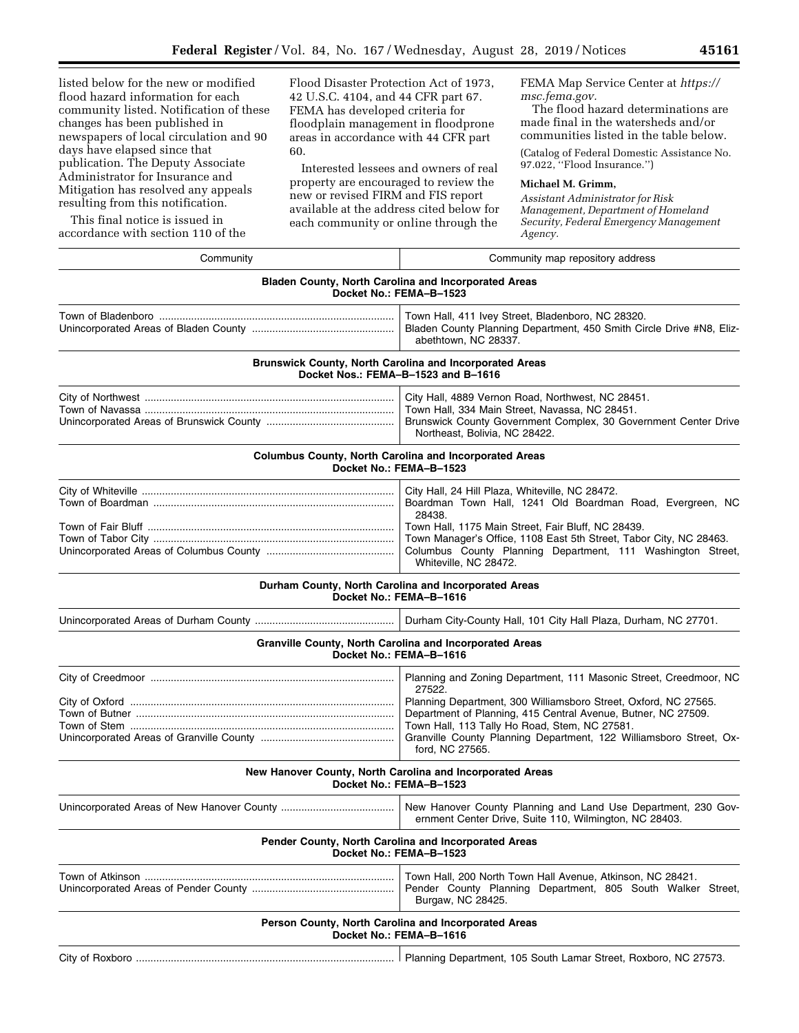listed below for the new or modified flood hazard information for each community listed. Notification of these changes has been published in newspapers of local circulation and 90 days have elapsed since that publication. The Deputy Associate Administrator for Insurance and Mitigation has resolved any appeals resulting from this notification.

This final notice is issued in accordance with section 110 of the Flood Disaster Protection Act of 1973, 42 U.S.C. 4104, and 44 CFR part 67. FEMA has developed criteria for floodplain management in floodprone areas in accordance with 44 CFR part 60.

Interested lessees and owners of real property are encouraged to review the new or revised FIRM and FIS report available at the address cited below for each community or online through the FEMA Map Service Center at *https://msc.fema.gov.*

The flood hazard determinations are made final in the watersheds and/or communities listed in the table below.

(Catalog of Federal Domestic Assistance No. 97.022, ''Flood Insurance.'')

**Michael M. Grimm,**

*Assistant Administrator for Risk Management, Department of Homeland Security, Federal Emergency Management Agency.*

| Community | Community map repository address |
|---|---|
| **Bladen County, North Carolina and Incorporated Areas Docket No.: FEMA–B–1523** | |
| Town of Bladenboro | Town Hall, 411 Ivey Street, Bladenboro, NC 28320. |
| Unincorporated Areas of Bladen County | Bladen County Planning Department, 450 Smith Circle Drive #N8, Elizabethtown, NC 28337. |
| **Brunswick County, North Carolina and Incorporated Areas Docket Nos.: FEMA–B–1523 and B–1616** | |
| City of Northwest | City Hall, 4889 Vernon Road, Northwest, NC 28451. |
| Town of Navassa | Town Hall, 334 Main Street, Navassa, NC 28451. |
| Unincorporated Areas of Brunswick County | Brunswick County Government Complex, 30 Government Center Drive Northeast, Bolivia, NC 28422. |
| **Columbus County, North Carolina and Incorporated Areas Docket No.: FEMA–B–1523** | |
| City of Whiteville | City Hall, 24 Hill Plaza, Whiteville, NC 28472. |
| Town of Boardman | Boardman Town Hall, 1241 Old Boardman Road, Evergreen, NC 28438. |
| Town of Fair Bluff | Town Hall, 1175 Main Street, Fair Bluff, NC 28439. |
| Town of Tabor City | Town Manager's Office, 1108 East 5th Street, Tabor City, NC 28463. |
| Unincorporated Areas of Columbus County | Columbus County Planning Department, 111 Washington Street, Whiteville, NC 28472. |
| **Durham County, North Carolina and Incorporated Areas Docket No.: FEMA–B–1616** | |
| Unincorporated Areas of Durham County | Durham City-County Hall, 101 City Hall Plaza, Durham, NC 27701. |
| **Granville County, North Carolina and Incorporated Areas Docket No.: FEMA–B–1616** | |
| City of Creedmoor | Planning and Zoning Department, 111 Masonic Street, Creedmoor, NC 27522. |
| City of Oxford | Planning Department, 300 Williamsboro Street, Oxford, NC 27565. |
| Town of Butner | Department of Planning, 415 Central Avenue, Butner, NC 27509. |
| Town of Stem | Town Hall, 113 Tally Ho Road, Stem, NC 27581. |
| Unincorporated Areas of Granville County | Granville County Planning Department, 122 Williamsboro Street, Oxford, NC 27565. |
| **New Hanover County, North Carolina and Incorporated Areas Docket No.: FEMA–B–1523** | |
| Unincorporated Areas of New Hanover County | New Hanover County Planning and Land Use Department, 230 Government Center Drive, Suite 110, Wilmington, NC 28403. |
| **Pender County, North Carolina and Incorporated Areas Docket No.: FEMA–B–1523** | |
| Town of Atkinson | Town Hall, 200 North Town Hall Avenue, Atkinson, NC 28421. |
| Unincorporated Areas of Pender County | Pender County Planning Department, 805 South Walker Street, Burgaw, NC 28425. |
| **Person County, North Carolina and Incorporated Areas Docket No.: FEMA–B–1616** | |
| City of Roxboro | Planning Department, 105 South Lamar Street, Roxboro, NC 27573. |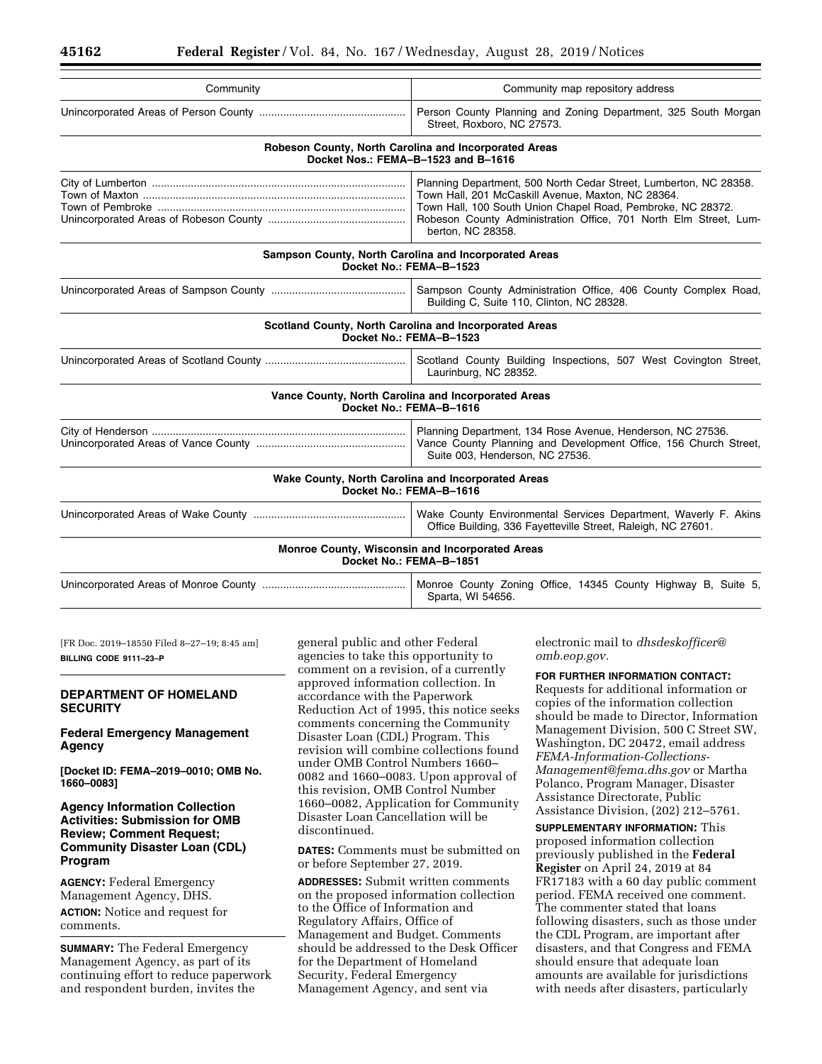| Community | Community map repository address |
|---|---|
| Unincorporated Areas of Person County | Person County Planning and Zoning Department, 325 South Morgan Street, Roxboro, NC 27573. |
| **Robeson County, North Carolina and Incorporated Areas Docket Nos.: FEMA–B–1523 and B–1616** | |
| City of Lumberton | Planning Department, 500 North Cedar Street, Lumberton, NC 28358. |
| Town of Maxton | Town Hall, 201 McCaskill Avenue, Maxton, NC 28364. |
| Town of Pembroke | Town Hall, 100 South Union Chapel Road, Pembroke, NC 28372. |
| Unincorporated Areas of Robeson County | Robeson County Administration Office, 701 North Elm Street, Lumberton, NC 28358. |
| **Sampson County, North Carolina and Incorporated Areas Docket No.: FEMA–B–1523** | |
| Unincorporated Areas of Sampson County | Sampson County Administration Office, 406 County Complex Road, Building C, Suite 110, Clinton, NC 28328. |
| **Scotland County, North Carolina and Incorporated Areas Docket No.: FEMA–B–1523** | |
| Unincorporated Areas of Scotland County | Scotland County Building Inspections, 507 West Covington Street, Laurinburg, NC 28352. |
| **Vance County, North Carolina and Incorporated Areas Docket No.: FEMA–B–1616** | |
| City of Henderson | Planning Department, 134 Rose Avenue, Henderson, NC 27536. |
| Unincorporated Areas of Vance County | Vance County Planning and Development Office, 156 Church Street, Suite 003, Henderson, NC 27536. |
| **Wake County, North Carolina and Incorporated Areas Docket No.: FEMA–B–1616** | |
| Unincorporated Areas of Wake County | Wake County Environmental Services Department, Waverly F. Akins Office Building, 336 Fayetteville Street, Raleigh, NC 27601. |
| **Monroe County, Wisconsin and Incorporated Areas Docket No.: FEMA–B–1851** | |
| Unincorporated Areas of Monroe County | Monroe County Zoning Office, 14345 County Highway B, Suite 5, Sparta, WI 54656. |

[FR Doc. 2019–18550 Filed 8–27–19; 8:45 am]

**BILLING CODE 9111–23–P**

## DEPARTMENT OF HOMELAND SECURITY

### Federal Emergency Management Agency

**[Docket ID: FEMA–2019–0010; OMB No. 1660–0083]**

### Agency Information Collection Activities: Submission for OMB Review; Comment Request; Community Disaster Loan (CDL) Program

**AGENCY:** Federal Emergency Management Agency, DHS.

**ACTION:** Notice and request for comments.

**SUMMARY:** The Federal Emergency Management Agency, as part of its continuing effort to reduce paperwork and respondent burden, invites the general public and other Federal agencies to take this opportunity to comment on a revision, of a currently approved information collection. In accordance with the Paperwork Reduction Act of 1995, this notice seeks comments concerning the Community Disaster Loan (CDL) Program. This revision will combine collections found under OMB Control Numbers 1660–0082 and 1660–0083. Upon approval of this revision, OMB Control Number 1660–0082, Application for Community Disaster Loan Cancellation will be discontinued.

**DATES:** Comments must be submitted on or before September 27, 2019.

**ADDRESSES:** Submit written comments on the proposed information collection to the Office of Information and Regulatory Affairs, Office of Management and Budget. Comments should be addressed to the Desk Officer for the Department of Homeland Security, Federal Emergency Management Agency, and sent via electronic mail to *dhsdeskofficer@omb.eop.gov.*

**FOR FURTHER INFORMATION CONTACT:** Requests for additional information or copies of the information collection should be made to Director, Information Management Division, 500 C Street SW, Washington, DC 20472, email address *FEMA-Information-Collections-Management@fema.dhs.gov* or Martha Polanco, Program Manager, Disaster Assistance Directorate, Public Assistance Division, (202) 212–5761.

**SUPPLEMENTARY INFORMATION:** This proposed information collection previously published in the **Federal Register** on April 24, 2019 at 84 FR17183 with a 60 day public comment period. FEMA received one comment. The commenter stated that loans following disasters, such as those under the CDL Program, are important after disasters, and that Congress and FEMA should ensure that adequate loan amounts are available for jurisdictions with needs after disasters, particularly